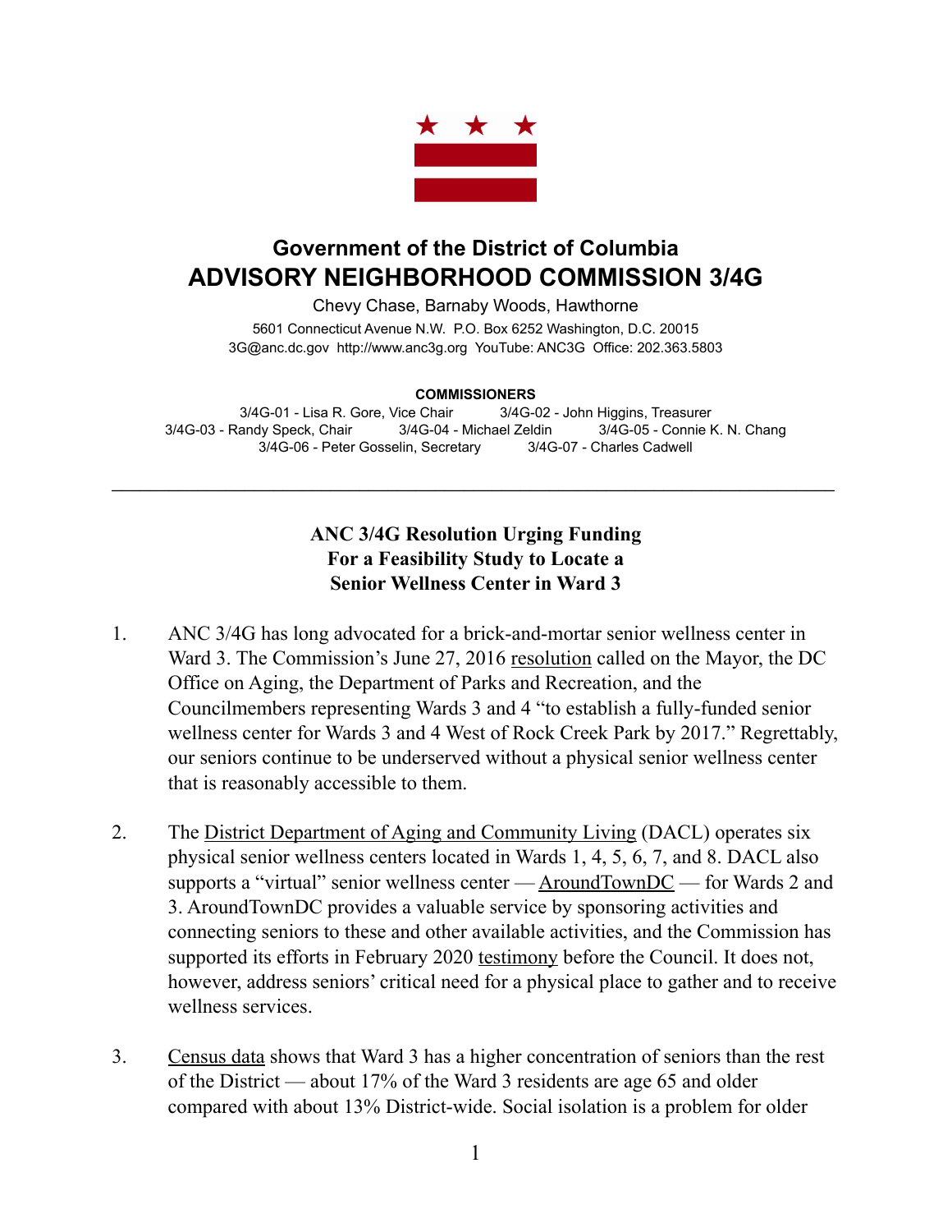## Government of the District of Columbia

# ADVISORY NEIGHBORHOOD COMMISSION 3/4G

Chevy Chase, Barnaby Woods, Hawthorne

5601 Connecticut Avenue N.W. P.O. Box 6252 Washington, D.C. 20015
3G@anc.dc.gov http://www.anc3g.org YouTube: ANC3G Office: 202.363.5803

**COMMISSIONERS**

3/4G-01 - Lisa R. Gore, Vice Chair  3/4G-02 - John Higgins, Treasurer
3/4G-03 - Randy Speck, Chair  3/4G-04 - Michael Zeldin  3/4G-05 - Connie K. N. Chang
3/4G-06 - Peter Gosselin, Secretary  3/4G-07 - Charles Cadwell

---

**ANC 3/4G Resolution Urging Funding For a Feasibility Study to Locate a Senior Wellness Center in Ward 3**

1. ANC 3/4G has long advocated for a brick-and-mortar senior wellness center in Ward 3. The Commission's June 27, 2016 resolution called on the Mayor, the DC Office on Aging, the Department of Parks and Recreation, and the Councilmembers representing Wards 3 and 4 "to establish a fully-funded senior wellness center for Wards 3 and 4 West of Rock Creek Park by 2017." Regrettably, our seniors continue to be underserved without a physical senior wellness center that is reasonably accessible to them.

2. The District Department of Aging and Community Living (DACL) operates six physical senior wellness centers located in Wards 1, 4, 5, 6, 7, and 8. DACL also supports a "virtual" senior wellness center — AroundTownDC — for Wards 2 and 3. AroundTownDC provides a valuable service by sponsoring activities and connecting seniors to these and other available activities, and the Commission has supported its efforts in February 2020 testimony before the Council. It does not, however, address seniors' critical need for a physical place to gather and to receive wellness services.

3. Census data shows that Ward 3 has a higher concentration of seniors than the rest of the District — about 17% of the Ward 3 residents are age 65 and older compared with about 13% District-wide. Social isolation is a problem for older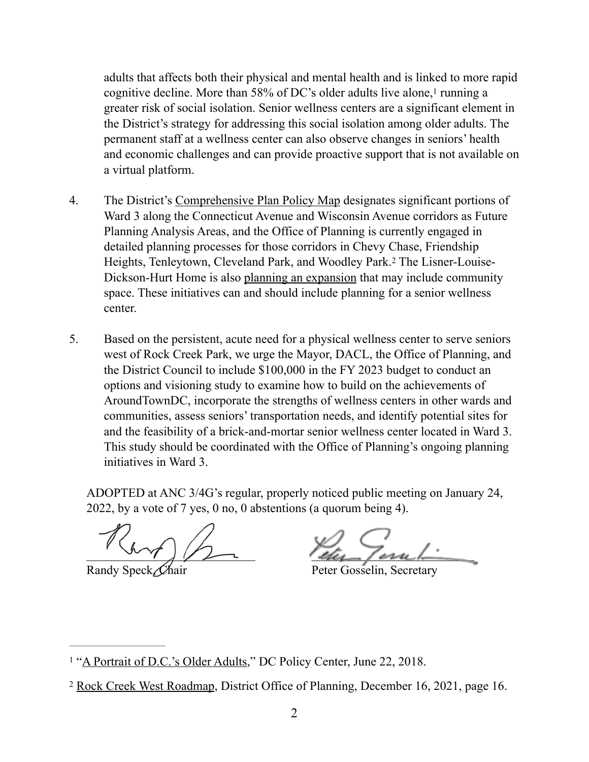adults that affects both their physical and mental health and is linked to more rapid cognitive decline. More than 58% of DC's older adults live alone,[1] running a greater risk of social isolation. Senior wellness centers are a significant element in the District's strategy for addressing this social isolation among older adults. The permanent staff at a wellness center can also observe changes in seniors' health and economic challenges and can provide proactive support that is not available on a virtual platform.

4. The District's Comprehensive Plan Policy Map designates significant portions of Ward 3 along the Connecticut Avenue and Wisconsin Avenue corridors as Future Planning Analysis Areas, and the Office of Planning is currently engaged in detailed planning processes for those corridors in Chevy Chase, Friendship Heights, Tenleytown, Cleveland Park, and Woodley Park.[2] The Lisner-Louise-Dickson-Hurt Home is also planning an expansion that may include community space. These initiatives can and should include planning for a senior wellness center.

5. Based on the persistent, acute need for a physical wellness center to serve seniors west of Rock Creek Park, we urge the Mayor, DACL, the Office of Planning, and the District Council to include $100,000 in the FY 2023 budget to conduct an options and visioning study to examine how to build on the achievements of AroundTownDC, incorporate the strengths of wellness centers in other wards and communities, assess seniors' transportation needs, and identify potential sites for and the feasibility of a brick-and-mortar senior wellness center located in Ward 3. This study should be coordinated with the Office of Planning's ongoing planning initiatives in Ward 3.

ADOPTED at ANC 3/4G's regular, properly noticed public meeting on January 24, 2022, by a vote of 7 yes, 0 no, 0 abstentions (a quorum being 4).

Randy Speck, Chair

Peter Gosselin, Secretary

---

[1] "A Portrait of D.C.'s Older Adults," DC Policy Center, June 22, 2018.

[2] Rock Creek West Roadmap, District Office of Planning, December 16, 2021, page 16.